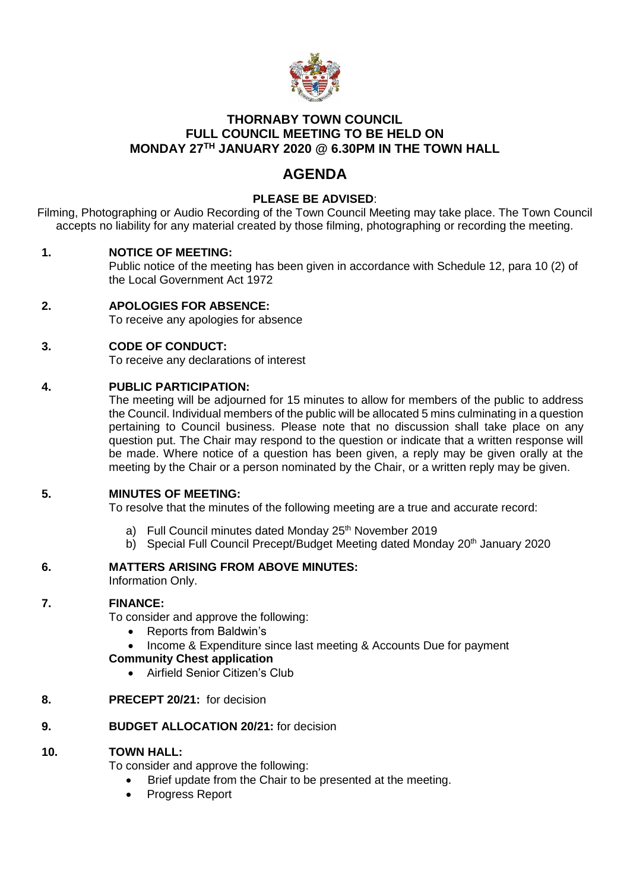# THORNABY TOWN COUNCIL
# FULL COUNCIL MEETING TO BE HELD ON
# MONDAY 27TH JANUARY 2020 @ 6.30PM IN THE TOWN HALL

## AGENDA

**PLEASE BE ADVISED**:

Filming, Photographing or Audio Recording of the Town Council Meeting may take place. The Town Council accepts no liability for any material created by those filming, photographing or recording the meeting.

**1. NOTICE OF MEETING:**

Public notice of the meeting has been given in accordance with Schedule 12, para 10 (2) of the Local Government Act 1972

**2. APOLOGIES FOR ABSENCE:**

To receive any apologies for absence

**3. CODE OF CONDUCT:**

To receive any declarations of interest

**4. PUBLIC PARTICIPATION:**

The meeting will be adjourned for 15 minutes to allow for members of the public to address the Council. Individual members of the public will be allocated 5 mins culminating in a question pertaining to Council business. Please note that no discussion shall take place on any question put. The Chair may respond to the question or indicate that a written response will be made. Where notice of a question has been given, a reply may be given orally at the meeting by the Chair or a person nominated by the Chair, or a written reply may be given.

**5. MINUTES OF MEETING:**

To resolve that the minutes of the following meeting are a true and accurate record:

a) Full Council minutes dated Monday 25th November 2019
b) Special Full Council Precept/Budget Meeting dated Monday 20th January 2020

**6. MATTERS ARISING FROM ABOVE MINUTES:**

Information Only.

**7. FINANCE:**

To consider and approve the following:

- Reports from Baldwin's
- Income & Expenditure since last meeting & Accounts Due for payment

**Community Chest application**

- Airfield Senior Citizen's Club

**8. PRECEPT 20/21:** for decision

**9. BUDGET ALLOCATION 20/21:** for decision

**10. TOWN HALL:**

To consider and approve the following:

- Brief update from the Chair to be presented at the meeting.
- Progress Report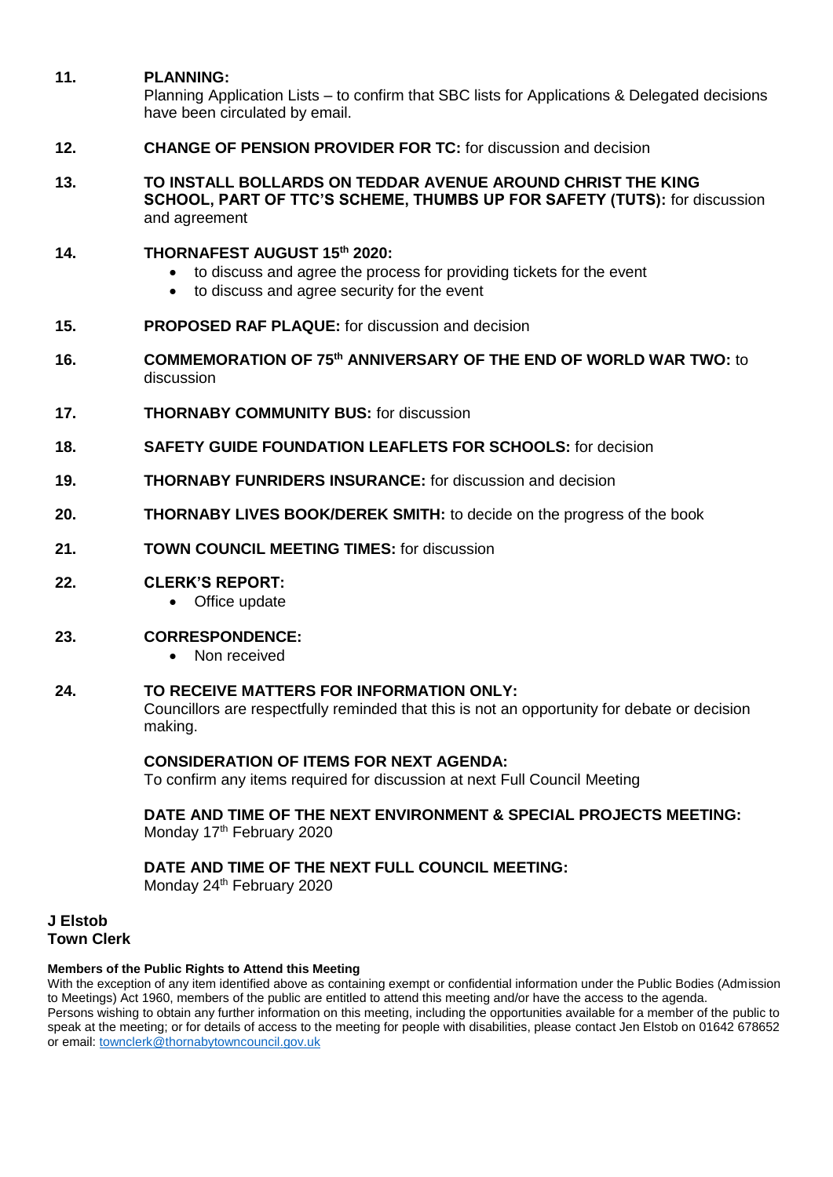**11. PLANNING:**
Planning Application Lists – to confirm that SBC lists for Applications & Delegated decisions have been circulated by email.

**12. CHANGE OF PENSION PROVIDER FOR TC:** for discussion and decision

**13. TO INSTALL BOLLARDS ON TEDDAR AVENUE AROUND CHRIST THE KING SCHOOL, PART OF TTC'S SCHEME, THUMBS UP FOR SAFETY (TUTS):** for discussion and agreement

**14. THORNAFEST AUGUST 15th 2020:**

- to discuss and agree the process for providing tickets for the event
- to discuss and agree security for the event

**15. PROPOSED RAF PLAQUE:** for discussion and decision

**16. COMMEMORATION OF 75th ANNIVERSARY OF THE END OF WORLD WAR TWO:** to discussion

**17. THORNABY COMMUNITY BUS:** for discussion

**18. SAFETY GUIDE FOUNDATION LEAFLETS FOR SCHOOLS:** for decision

**19. THORNABY FUNRIDERS INSURANCE:** for discussion and decision

**20. THORNABY LIVES BOOK/DEREK SMITH:** to decide on the progress of the book

**21. TOWN COUNCIL MEETING TIMES:** for discussion

**22. CLERK'S REPORT:**

- Office update

**23. CORRESPONDENCE:**

- Non received

**24. TO RECEIVE MATTERS FOR INFORMATION ONLY:**
Councillors are respectfully reminded that this is not an opportunity for debate or decision making.

**CONSIDERATION OF ITEMS FOR NEXT AGENDA:**
To confirm any items required for discussion at next Full Council Meeting

**DATE AND TIME OF THE NEXT ENVIRONMENT & SPECIAL PROJECTS MEETING:**
Monday 17th February 2020

**DATE AND TIME OF THE NEXT FULL COUNCIL MEETING:**
Monday 24th February 2020

**J Elstob**
**Town Clerk**

**Members of the Public Rights to Attend this Meeting**
With the exception of any item identified above as containing exempt or confidential information under the Public Bodies (Admission to Meetings) Act 1960, members of the public are entitled to attend this meeting and/or have the access to the agenda.
Persons wishing to obtain any further information on this meeting, including the opportunities available for a member of the public to speak at the meeting; or for details of access to the meeting for people with disabilities, please contact Jen Elstob on 01642 678652 or email: townclerk@thornabytowncouncil.gov.uk